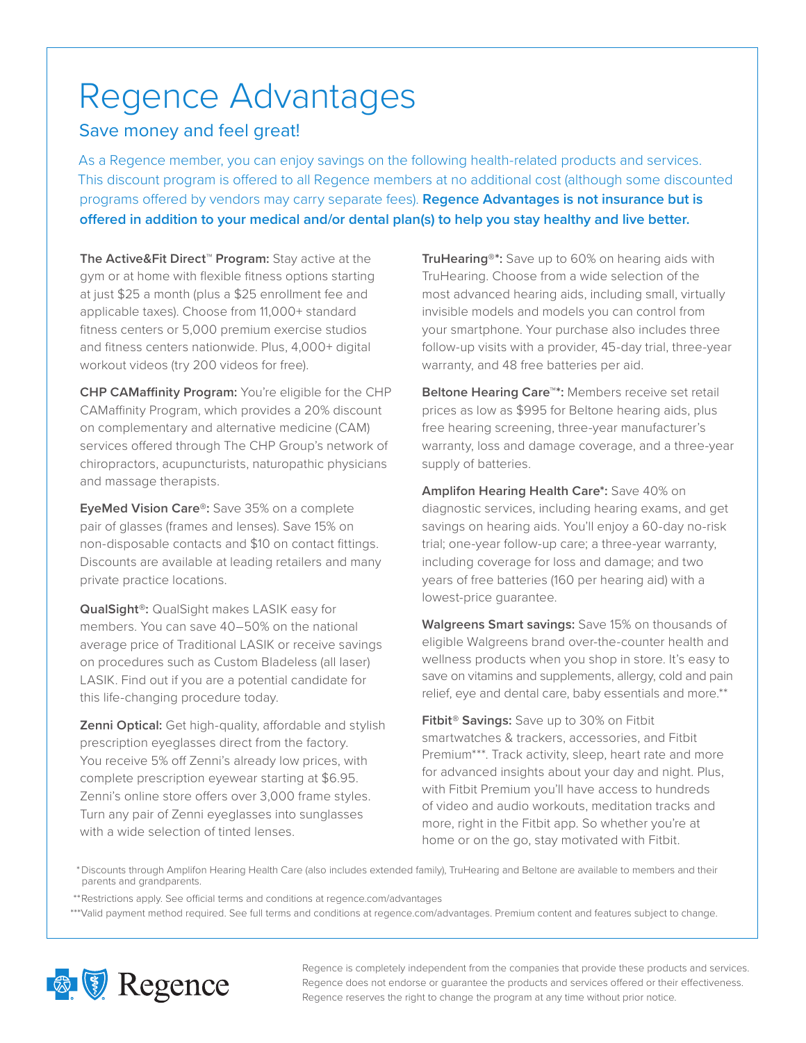# Regence Advantages

## Save money and feel great!

As a Regence member, you can enjoy savings on the following health-related products and services. This discount program is offered to all Regence members at no additional cost (although some discounted programs offered by vendors may carry separate fees). **Regence Advantages is not insurance but is offered in addition to your medical and/or dental plan(s) to help you stay healthy and live better.**

**The Active&Fit Direct™ Program:** Stay active at the gym or at home with flexible fitness options starting at just $25 a month (plus a $25 enrollment fee and applicable taxes). Choose from 11,000+ standard fitness centers or 5,000 premium exercise studios and fitness centers nationwide. Plus, 4,000+ digital workout videos (try 200 videos for free).

**CHP CAMaffinity Program:** You're eligible for the CHP CAMaffinity Program, which provides a 20% discount on complementary and alternative medicine (CAM) services offered through The CHP Group's network of chiropractors, acupuncturists, naturopathic physicians and massage therapists.

**EyeMed Vision Care®:** Save 35% on a complete pair of glasses (frames and lenses). Save 15% on non-disposable contacts and $10 on contact fittings. Discounts are available at leading retailers and many private practice locations.

**QualSight®:** QualSight makes LASIK easy for members. You can save 40–50% on the national average price of Traditional LASIK or receive savings on procedures such as Custom Bladeless (all laser) LASIK. Find out if you are a potential candidate for this life-changing procedure today.

**Zenni Optical:** Get high-quality, affordable and stylish prescription eyeglasses direct from the factory. You receive 5% off Zenni's already low prices, with complete prescription eyewear starting at $6.95. Zenni's online store offers over 3,000 frame styles. Turn any pair of Zenni eyeglasses into sunglasses with a wide selection of tinted lenses.

**TruHearing®*:** Save up to 60% on hearing aids with TruHearing. Choose from a wide selection of the most advanced hearing aids, including small, virtually invisible models and models you can control from your smartphone. Your purchase also includes three follow-up visits with a provider, 45-day trial, three-year warranty, and 48 free batteries per aid.

**Beltone Hearing Care™*:** Members receive set retail prices as low as $995 for Beltone hearing aids, plus free hearing screening, three-year manufacturer's warranty, loss and damage coverage, and a three-year supply of batteries.

**Amplifon Hearing Health Care*:** Save 40% on diagnostic services, including hearing exams, and get savings on hearing aids. You'll enjoy a 60-day no-risk trial; one-year follow-up care; a three-year warranty, including coverage for loss and damage; and two years of free batteries (160 per hearing aid) with a lowest-price guarantee.

**Walgreens Smart savings:** Save 15% on thousands of eligible Walgreens brand over-the-counter health and wellness products when you shop in store. It's easy to save on vitamins and supplements, allergy, cold and pain relief, eye and dental care, baby essentials and more.**

**Fitbit® Savings:** Save up to 30% on Fitbit smartwatches & trackers, accessories, and Fitbit Premium***. Track activity, sleep, heart rate and more for advanced insights about your day and night. Plus, with Fitbit Premium you'll have access to hundreds of video and audio workouts, meditation tracks and more, right in the Fitbit app. So whether you're at home or on the go, stay motivated with Fitbit.

*Discounts through Amplifon Hearing Health Care (also includes extended family), TruHearing and Beltone are available to members and their parents and grandparents.

**Restrictions apply. See official terms and conditions at regence.com/advantages

***Valid payment method required. See full terms and conditions at regence.com/advantages. Premium content and features subject to change.

Regence

Regence is completely independent from the companies that provide these products and services. Regence does not endorse or guarantee the products and services offered or their effectiveness. Regence reserves the right to change the program at any time without prior notice.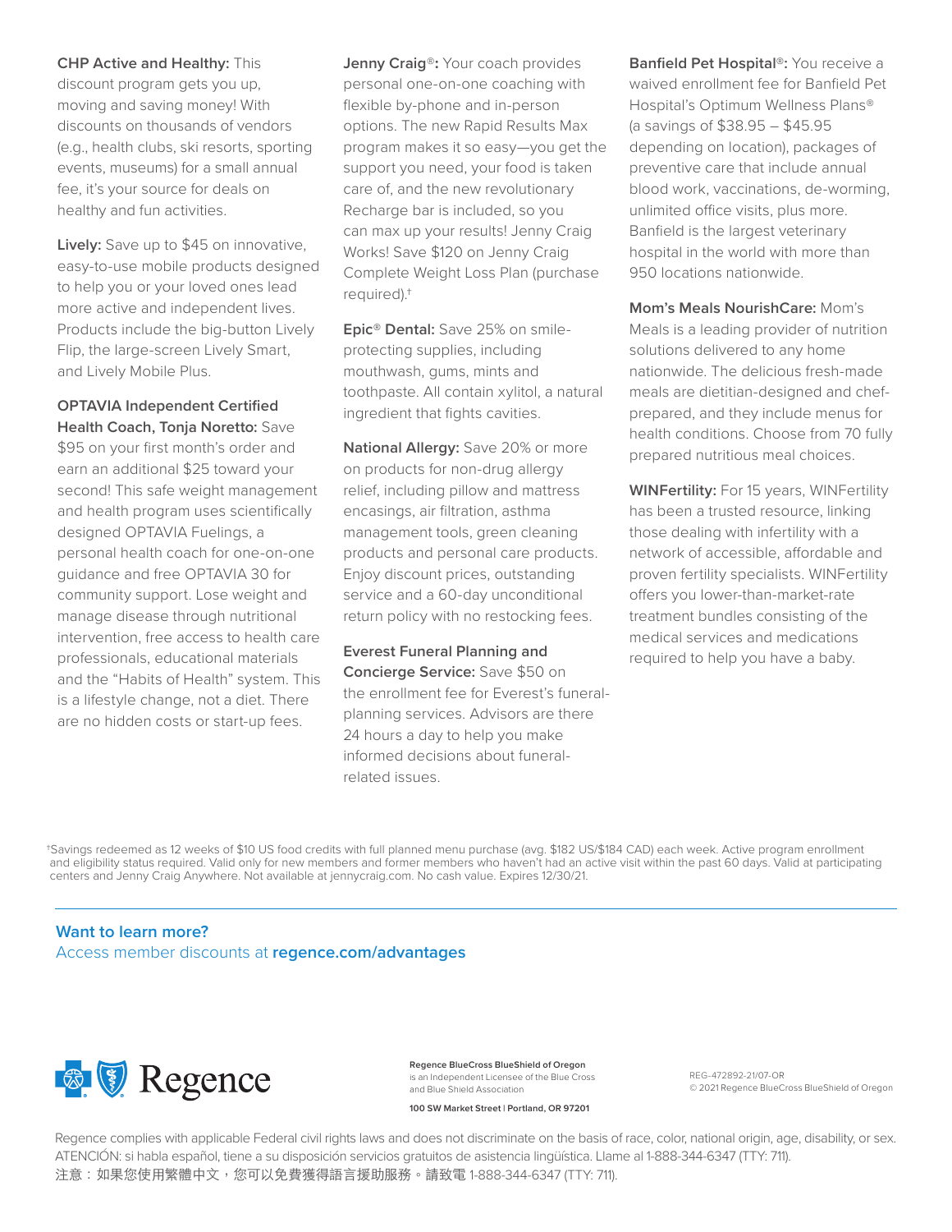**CHP Active and Healthy:** This discount program gets you up, moving and saving money! With discounts on thousands of vendors (e.g., health clubs, ski resorts, sporting events, museums) for a small annual fee, it's your source for deals on healthy and fun activities.

**Lively:** Save up to $45 on innovative, easy-to-use mobile products designed to help you or your loved ones lead more active and independent lives. Products include the big-button Lively Flip, the large-screen Lively Smart, and Lively Mobile Plus.

**OPTAVIA Independent Certified Health Coach, Tonja Noretto:** Save $95 on your first month's order and earn an additional $25 toward your second! This safe weight management and health program uses scientifically designed OPTAVIA Fuelings, a personal health coach for one-on-one guidance and free OPTAVIA 30 for community support. Lose weight and manage disease through nutritional intervention, free access to health care professionals, educational materials and the "Habits of Health" system. This is a lifestyle change, not a diet. There are no hidden costs or start-up fees.

**Jenny Craig®:** Your coach provides personal one-on-one coaching with flexible by-phone and in-person options. The new Rapid Results Max program makes it so easy—you get the support you need, your food is taken care of, and the new revolutionary Recharge bar is included, so you can max up your results! Jenny Craig Works! Save $120 on Jenny Craig Complete Weight Loss Plan (purchase required).†

**Epic® Dental:** Save 25% on smile-protecting supplies, including mouthwash, gums, mints and toothpaste. All contain xylitol, a natural ingredient that fights cavities.

**National Allergy:** Save 20% or more on products for non-drug allergy relief, including pillow and mattress encasings, air filtration, asthma management tools, green cleaning products and personal care products. Enjoy discount prices, outstanding service and a 60-day unconditional return policy with no restocking fees.

**Everest Funeral Planning and Concierge Service:** Save $50 on the enrollment fee for Everest's funeral-planning services. Advisors are there 24 hours a day to help you make informed decisions about funeral-related issues.

**Banfield Pet Hospital®:** You receive a waived enrollment fee for Banfield Pet Hospital's Optimum Wellness Plans® (a savings of $38.95 – $45.95 depending on location), packages of preventive care that include annual blood work, vaccinations, de-worming, unlimited office visits, plus more. Banfield is the largest veterinary hospital in the world with more than 950 locations nationwide.

**Mom's Meals NourishCare:** Mom's Meals is a leading provider of nutrition solutions delivered to any home nationwide. The delicious fresh-made meals are dietitian-designed and chef-prepared, and they include menus for health conditions. Choose from 70 fully prepared nutritious meal choices.

**WINFertility:** For 15 years, WINFertility has been a trusted resource, linking those dealing with infertility with a network of accessible, affordable and proven fertility specialists. WINFertility offers you lower-than-market-rate treatment bundles consisting of the medical services and medications required to help you have a baby.

†Savings redeemed as 12 weeks of $10 US food credits with full planned menu purchase (avg. $182 US/$184 CAD) each week. Active program enrollment and eligibility status required. Valid only for new members and former members who haven't had an active visit within the past 60 days. Valid at participating centers and Jenny Craig Anywhere. Not available at jennycraig.com. No cash value. Expires 12/30/21.

---

**Want to learn more?**
Access member discounts at **regence.com/advantages**

Regence

**Regence BlueCross BlueShield of Oregon**
is an Independent Licensee of the Blue Cross and Blue Shield Association

**100 SW Market Street | Portland, OR 97201**

REG-472892-21/07-OR
© 2021 Regence BlueCross BlueShield of Oregon

Regence complies with applicable Federal civil rights laws and does not discriminate on the basis of race, color, national origin, age, disability, or sex.
ATENCIÓN: si habla español, tiene a su disposición servicios gratuitos de asistencia lingüística. Llame al 1-888-344-6347 (TTY: 711).
注意：如果您使用繁體中文，您可以免費獲得語言援助服務。請致電 1-888-344-6347 (TTY: 711).